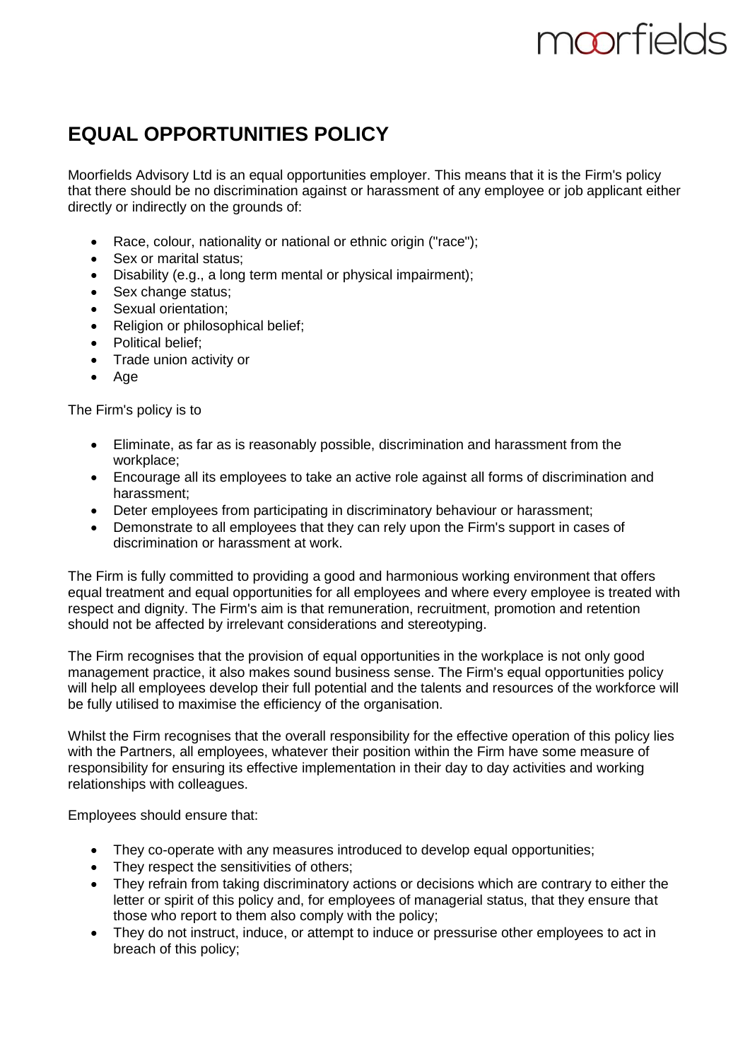moorfields

# EQUAL OPPORTUNITIES POLICY

Moorfields Advisory Ltd is an equal opportunities employer. This means that it is the Firm's policy that there should be no discrimination against or harassment of any employee or job applicant either directly or indirectly on the grounds of:

- Race, colour, nationality or national or ethnic origin ("race");
- Sex or marital status;
- Disability (e.g., a long term mental or physical impairment);
- Sex change status;
- Sexual orientation;
- Religion or philosophical belief;
- Political belief;
- Trade union activity or
- Age

The Firm's policy is to

- Eliminate, as far as is reasonably possible, discrimination and harassment from the workplace;
- Encourage all its employees to take an active role against all forms of discrimination and harassment;
- Deter employees from participating in discriminatory behaviour or harassment;
- Demonstrate to all employees that they can rely upon the Firm's support in cases of discrimination or harassment at work.

The Firm is fully committed to providing a good and harmonious working environment that offers equal treatment and equal opportunities for all employees and where every employee is treated with respect and dignity. The Firm's aim is that remuneration, recruitment, promotion and retention should not be affected by irrelevant considerations and stereotyping.

The Firm recognises that the provision of equal opportunities in the workplace is not only good management practice, it also makes sound business sense. The Firm's equal opportunities policy will help all employees develop their full potential and the talents and resources of the workforce will be fully utilised to maximise the efficiency of the organisation.

Whilst the Firm recognises that the overall responsibility for the effective operation of this policy lies with the Partners, all employees, whatever their position within the Firm have some measure of responsibility for ensuring its effective implementation in their day to day activities and working relationships with colleagues.

Employees should ensure that:

- They co-operate with any measures introduced to develop equal opportunities;
- They respect the sensitivities of others;
- They refrain from taking discriminatory actions or decisions which are contrary to either the letter or spirit of this policy and, for employees of managerial status, that they ensure that those who report to them also comply with the policy;
- They do not instruct, induce, or attempt to induce or pressurise other employees to act in breach of this policy;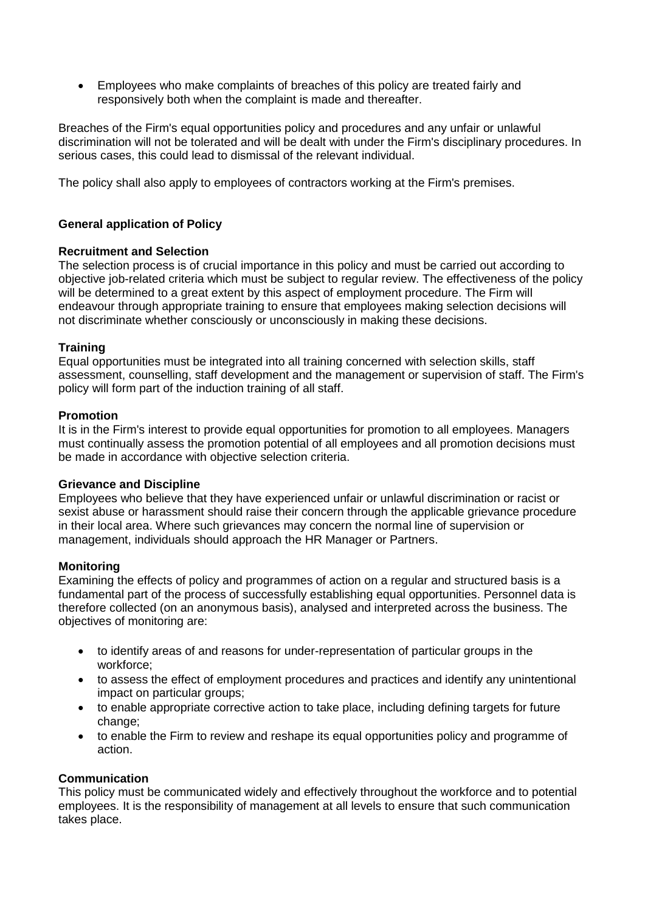- Employees who make complaints of breaches of this policy are treated fairly and responsively both when the complaint is made and thereafter.

Breaches of the Firm's equal opportunities policy and procedures and any unfair or unlawful discrimination will not be tolerated and will be dealt with under the Firm's disciplinary procedures. In serious cases, this could lead to dismissal of the relevant individual.

The policy shall also apply to employees of contractors working at the Firm's premises.

## General application of Policy

### Recruitment and Selection

The selection process is of crucial importance in this policy and must be carried out according to objective job-related criteria which must be subject to regular review. The effectiveness of the policy will be determined to a great extent by this aspect of employment procedure. The Firm will endeavour through appropriate training to ensure that employees making selection decisions will not discriminate whether consciously or unconsciously in making these decisions.

### Training

Equal opportunities must be integrated into all training concerned with selection skills, staff assessment, counselling, staff development and the management or supervision of staff. The Firm's policy will form part of the induction training of all staff.

### Promotion

It is in the Firm's interest to provide equal opportunities for promotion to all employees. Managers must continually assess the promotion potential of all employees and all promotion decisions must be made in accordance with objective selection criteria.

### Grievance and Discipline

Employees who believe that they have experienced unfair or unlawful discrimination or racist or sexist abuse or harassment should raise their concern through the applicable grievance procedure in their local area. Where such grievances may concern the normal line of supervision or management, individuals should approach the HR Manager or Partners.

### Monitoring

Examining the effects of policy and programmes of action on a regular and structured basis is a fundamental part of the process of successfully establishing equal opportunities. Personnel data is therefore collected (on an anonymous basis), analysed and interpreted across the business. The objectives of monitoring are:

- to identify areas of and reasons for under-representation of particular groups in the workforce;
- to assess the effect of employment procedures and practices and identify any unintentional impact on particular groups;
- to enable appropriate corrective action to take place, including defining targets for future change;
- to enable the Firm to review and reshape its equal opportunities policy and programme of action.

### Communication

This policy must be communicated widely and effectively throughout the workforce and to potential employees. It is the responsibility of management at all levels to ensure that such communication takes place.